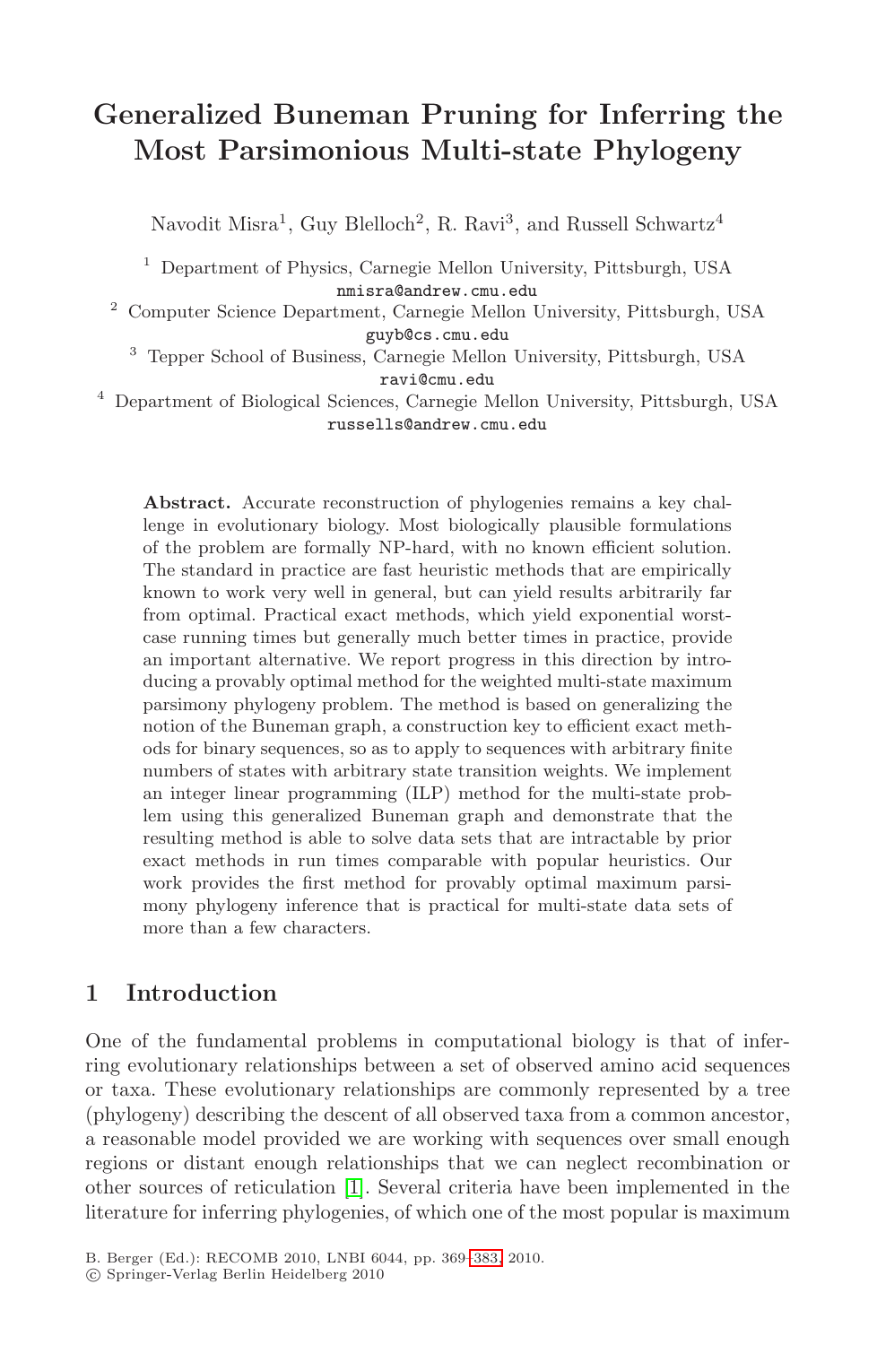# Generalized Buneman Pruning for Inferring the Most Parsimonious Multi-state Phylogeny

Navodit Misra[1], Guy Blelloch[2], R. Ravi[3], and Russell Schwartz[4]

[1] Department of Physics, Carnegie Mellon University, Pittsburgh, USA
nmisra@andrew.cmu.edu

[2] Computer Science Department, Carnegie Mellon University, Pittsburgh, USA
guyb@cs.cmu.edu

[3] Tepper School of Business, Carnegie Mellon University, Pittsburgh, USA
ravi@cmu.edu

[4] Department of Biological Sciences, Carnegie Mellon University, Pittsburgh, USA
russells@andrew.cmu.edu

**Abstract.** Accurate reconstruction of phylogenies remains a key challenge in evolutionary biology. Most biologically plausible formulations of the problem are formally NP-hard, with no known efficient solution. The standard in practice are fast heuristic methods that are empirically known to work very well in general, but can yield results arbitrarily far from optimal. Practical exact methods, which yield exponential worst-case running times but generally much better times in practice, provide an important alternative. We report progress in this direction by introducing a provably optimal method for the weighted multi-state maximum parsimony phylogeny problem. The method is based on generalizing the notion of the Buneman graph, a construction key to efficient exact methods for binary sequences, so as to apply to sequences with arbitrary finite numbers of states with arbitrary state transition weights. We implement an integer linear programming (ILP) method for the multi-state problem using this generalized Buneman graph and demonstrate that the resulting method is able to solve data sets that are intractable by prior exact methods in run times comparable with popular heuristics. Our work provides the first method for provably optimal maximum parsimony phylogeny inference that is practical for multi-state data sets of more than a few characters.

## 1 Introduction

One of the fundamental problems in computational biology is that of inferring evolutionary relationships between a set of observed amino acid sequences or taxa. These evolutionary relationships are commonly represented by a tree (phylogeny) describing the descent of all observed taxa from a common ancestor, a reasonable model provided we are working with sequences over small enough regions or distant enough relationships that we can neglect recombination or other sources of reticulation [1]. Several criteria have been implemented in the literature for inferring phylogenies, of which one of the most popular is maximum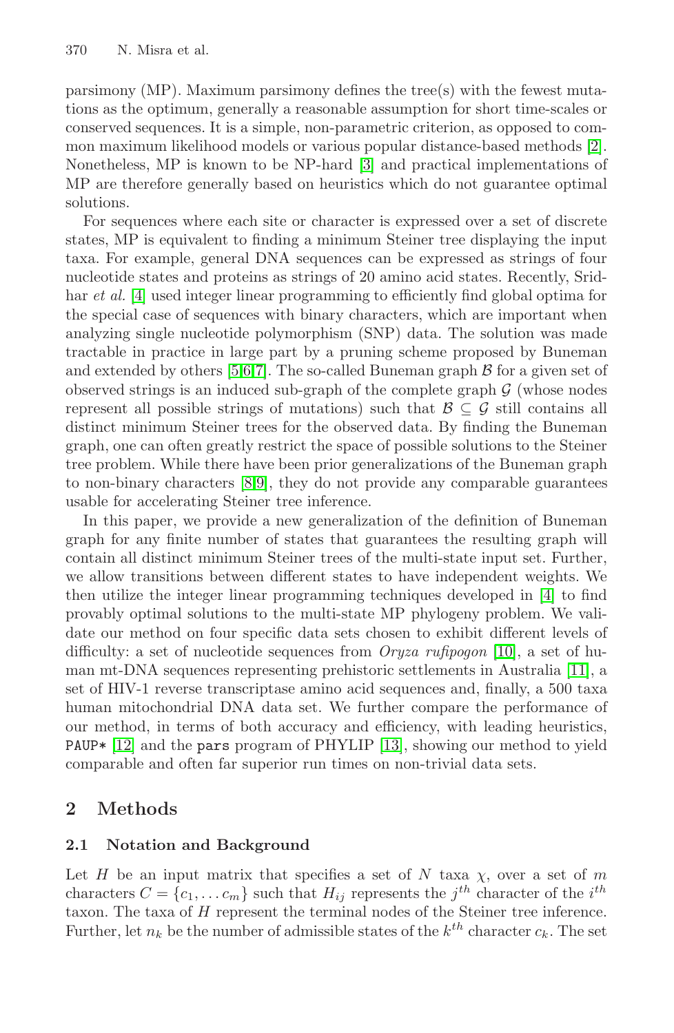parsimony (MP). Maximum parsimony defines the tree(s) with the fewest mutations as the optimum, generally a reasonable assumption for short time-scales or conserved sequences. It is a simple, non-parametric criterion, as opposed to common maximum likelihood models or various popular distance-based methods [2]. Nonetheless, MP is known to be NP-hard [3] and practical implementations of MP are therefore generally based on heuristics which do not guarantee optimal solutions.

For sequences where each site or character is expressed over a set of discrete states, MP is equivalent to finding a minimum Steiner tree displaying the input taxa. For example, general DNA sequences can be expressed as strings of four nucleotide states and proteins as strings of 20 amino acid states. Recently, Sridhar *et al.* [4] used integer linear programming to efficiently find global optima for the special case of sequences with binary characters, which are important when analyzing single nucleotide polymorphism (SNP) data. The solution was made tractable in practice in large part by a pruning scheme proposed by Buneman and extended by others [5,6,7]. The so-called Buneman graph $\mathcal{B}$ for a given set of observed strings is an induced sub-graph of the complete graph $\mathcal{G}$ (whose nodes represent all possible strings of mutations) such that $\mathcal{B} \subseteq \mathcal{G}$ still contains all distinct minimum Steiner trees for the observed data. By finding the Buneman graph, one can often greatly restrict the space of possible solutions to the Steiner tree problem. While there have been prior generalizations of the Buneman graph to non-binary characters [8,9], they do not provide any comparable guarantees usable for accelerating Steiner tree inference.

In this paper, we provide a new generalization of the definition of Buneman graph for any finite number of states that guarantees the resulting graph will contain all distinct minimum Steiner trees of the multi-state input set. Further, we allow transitions between different states to have independent weights. We then utilize the integer linear programming techniques developed in [4] to find provably optimal solutions to the multi-state MP phylogeny problem. We validate our method on four specific data sets chosen to exhibit different levels of difficulty: a set of nucleotide sequences from *Oryza rufipogon* [10], a set of human mt-DNA sequences representing prehistoric settlements in Australia [11], a set of HIV-1 reverse transcriptase amino acid sequences and, finally, a 500 taxa human mitochondrial DNA data set. We further compare the performance of our method, in terms of both accuracy and efficiency, with leading heuristics, `PAUP*` [12] and the `pars` program of PHYLIP [13], showing our method to yield comparable and often far superior run times on non-trivial data sets.

## 2 Methods

### 2.1 Notation and Background

Let $H$ be an input matrix that specifies a set of $N$ taxa $\chi$, over a set of $m$ characters $C = \{c_1, \ldots c_m\}$ such that $H_{ij}$ represents the $j^{th}$ character of the $i^{th}$ taxon. The taxa of $H$ represent the terminal nodes of the Steiner tree inference. Further, let $n_k$ be the number of admissible states of the $k^{th}$ character $c_k$. The set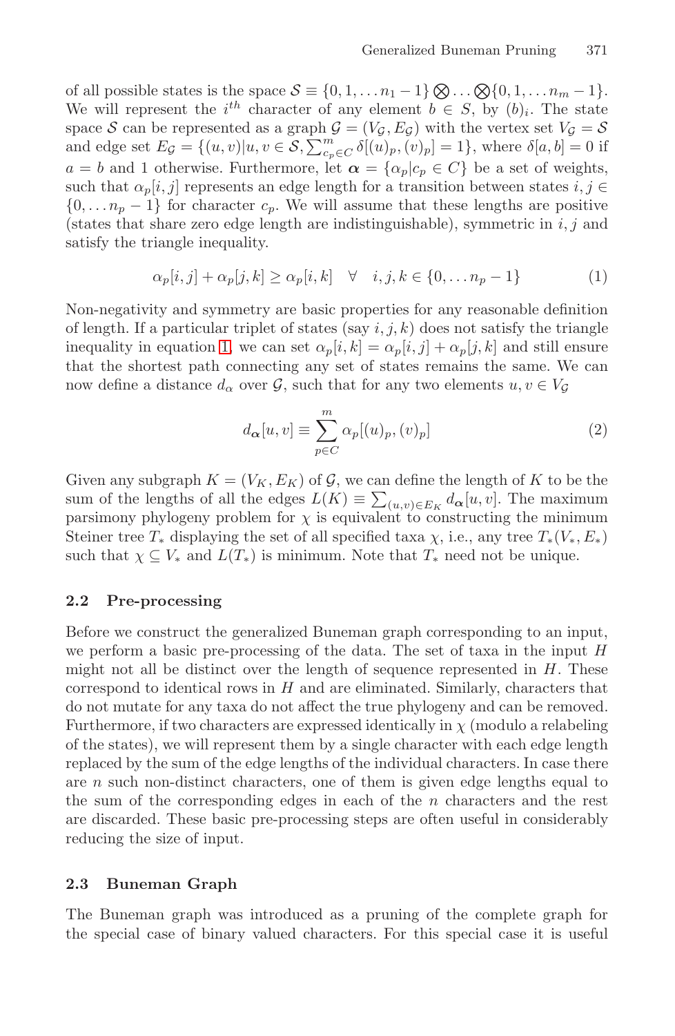of all possible states is the space $\mathcal{S} \equiv \{0, 1, \ldots n_1 - 1\} \bigotimes \ldots \bigotimes \{0, 1, \ldots n_m - 1\}$. We will represent the $i^{th}$ character of any element $b \in S$, by $(b)_i$. The state space $\mathcal{S}$ can be represented as a graph $\mathcal{G} = (V_\mathcal{G}, E_\mathcal{G})$ with the vertex set $V_\mathcal{G} = \mathcal{S}$ and edge set $E_\mathcal{G} = \{(u, v) | u, v \in \mathcal{S}, \sum_{c_p \in C}^{m} \delta[(u)_p, (v)_p] = 1\}$, where $\delta[a, b] = 0$ if $a = b$ and 1 otherwise. Furthermore, let $\boldsymbol{\alpha} = \{\alpha_p | c_p \in C\}$ be a set of weights, such that $\alpha_p[i, j]$ represents an edge length for a transition between states $i, j \in \{0, \ldots n_p - 1\}$ for character $c_p$. We will assume that these lengths are positive (states that share zero edge length are indistinguishable), symmetric in $i, j$ and satisfy the triangle inequality.

$$\alpha_p[i, j] + \alpha_p[j, k] \geq \alpha_p[i, k] \quad \forall \quad i, j, k \in \{0, \ldots n_p - 1\} \tag{1}$$

Non-negativity and symmetry are basic properties for any reasonable definition of length. If a particular triplet of states (say $i, j, k$) does not satisfy the triangle inequality in equation 1, we can set $\alpha_p[i, k] = \alpha_p[i, j] + \alpha_p[j, k]$ and still ensure that the shortest path connecting any set of states remains the same. We can now define a distance $d_\alpha$ over $\mathcal{G}$, such that for any two elements $u, v \in V_\mathcal{G}$

$$d_{\boldsymbol{\alpha}}[u, v] \equiv \sum_{p \in C}^{m} \alpha_p[(u)_p, (v)_p] \tag{2}$$

Given any subgraph $K = (V_K, E_K)$ of $\mathcal{G}$, we can define the length of $K$ to be the sum of the lengths of all the edges $L(K) \equiv \sum_{(u,v) \in E_K} d_{\boldsymbol{\alpha}}[u, v]$. The maximum parsimony phylogeny problem for $\chi$ is equivalent to constructing the minimum Steiner tree $T_*$ displaying the set of all specified taxa $\chi$, i.e., any tree $T_*(V_*, E_*)$ such that $\chi \subseteq V_*$ and $L(T_*)$ is minimum. Note that $T_*$ need not be unique.

### 2.2 Pre-processing

Before we construct the generalized Buneman graph corresponding to an input, we perform a basic pre-processing of the data. The set of taxa in the input $H$ might not all be distinct over the length of sequence represented in $H$. These correspond to identical rows in $H$ and are eliminated. Similarly, characters that do not mutate for any taxa do not affect the true phylogeny and can be removed. Furthermore, if two characters are expressed identically in $\chi$ (modulo a relabeling of the states), we will represent them by a single character with each edge length replaced by the sum of the edge lengths of the individual characters. In case there are $n$ such non-distinct characters, one of them is given edge lengths equal to the sum of the corresponding edges in each of the $n$ characters and the rest are discarded. These basic pre-processing steps are often useful in considerably reducing the size of input.

### 2.3 Buneman Graph

The Buneman graph was introduced as a pruning of the complete graph for the special case of binary valued characters. For this special case it is useful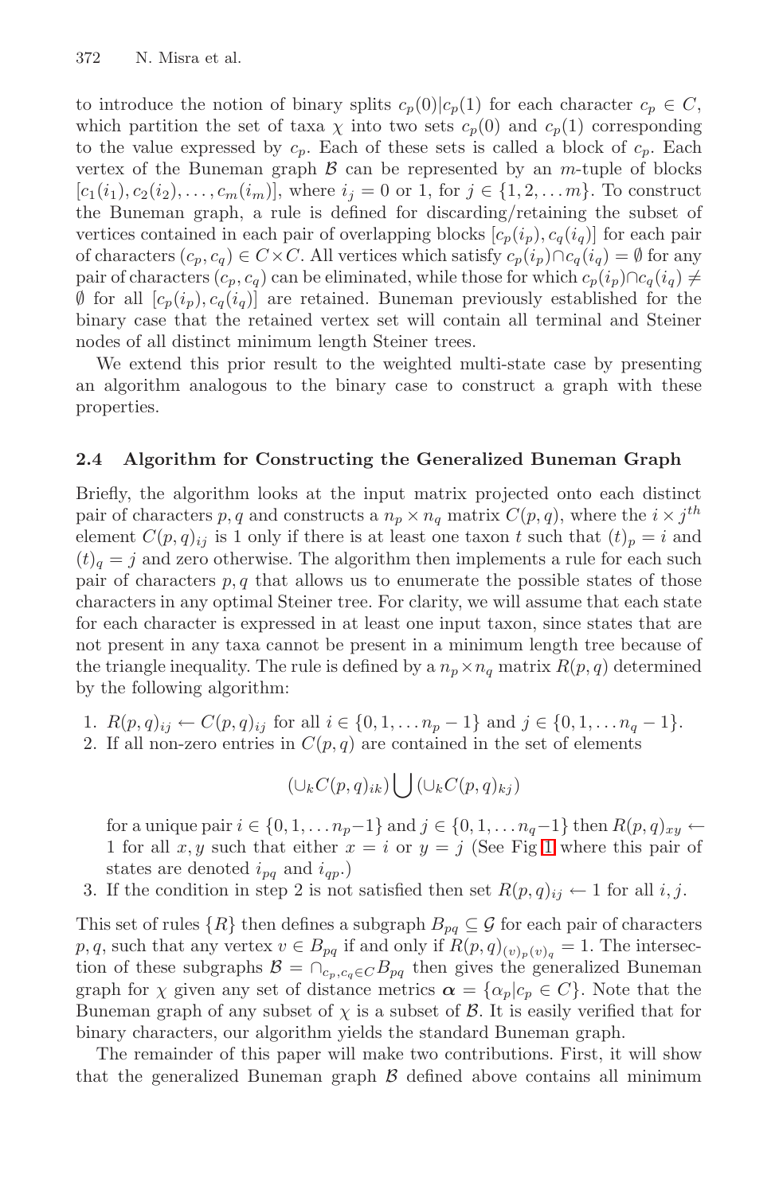to introduce the notion of binary splits $c_p(0)|c_p(1)$ for each character $c_p \in C$, which partition the set of taxa $\chi$ into two sets $c_p(0)$ and $c_p(1)$ corresponding to the value expressed by $c_p$. Each of these sets is called a block of $c_p$. Each vertex of the Buneman graph $\mathcal{B}$ can be represented by an $m$-tuple of blocks $[c_1(i_1), c_2(i_2), \ldots, c_m(i_m)]$, where $i_j = 0$ or $1$, for $j \in \{1, 2, \ldots m\}$. To construct the Buneman graph, a rule is defined for discarding/retaining the subset of vertices contained in each pair of overlapping blocks $[c_p(i_p), c_q(i_q)]$ for each pair of characters $(c_p, c_q) \in C \times C$. All vertices which satisfy $c_p(i_p) \cap c_q(i_q) = \emptyset$ for any pair of characters $(c_p, c_q)$ can be eliminated, while those for which $c_p(i_p) \cap c_q(i_q) \neq \emptyset$ for all $[c_p(i_p), c_q(i_q)]$ are retained. Buneman previously established for the binary case that the retained vertex set will contain all terminal and Steiner nodes of all distinct minimum length Steiner trees.

We extend this prior result to the weighted multi-state case by presenting an algorithm analogous to the binary case to construct a graph with these properties.

### 2.4 Algorithm for Constructing the Generalized Buneman Graph

Briefly, the algorithm looks at the input matrix projected onto each distinct pair of characters $p, q$ and constructs a $n_p \times n_q$ matrix $C(p, q)$, where the $i \times j^{th}$ element $C(p, q)_{ij}$ is 1 only if there is at least one taxon $t$ such that $(t)_p = i$ and $(t)_q = j$ and zero otherwise. The algorithm then implements a rule for each such pair of characters $p, q$ that allows us to enumerate the possible states of those characters in any optimal Steiner tree. For clarity, we will assume that each state for each character is expressed in at least one input taxon, since states that are not present in any taxa cannot be present in a minimum length tree because of the triangle inequality. The rule is defined by a $n_p \times n_q$ matrix $R(p, q)$ determined by the following algorithm:

1. $R(p, q)_{ij} \leftarrow C(p, q)_{ij}$ for all $i \in \{0, 1, \ldots n_p - 1\}$ and $j \in \{0, 1, \ldots n_q - 1\}$.
2. If all non-zero entries in $C(p, q)$ are contained in the set of elements

$$(\cup_k C(p, q)_{ik}) \bigcup (\cup_k C(p, q)_{kj})$$

   for a unique pair $i \in \{0, 1, \ldots n_p - 1\}$ and $j \in \{0, 1, \ldots n_q - 1\}$ then $R(p, q)_{xy} \leftarrow 1$ for all $x, y$ such that either $x = i$ or $y = j$ (See Fig 1 where this pair of states are denoted $i_{pq}$ and $i_{qp}$.)
3. If the condition in step 2 is not satisfied then set $R(p, q)_{ij} \leftarrow 1$ for all $i, j$.

This set of rules $\{R\}$ then defines a subgraph $B_{pq} \subseteq \mathcal{G}$ for each pair of characters $p, q$, such that any vertex $v \in B_{pq}$ if and only if $R(p, q)_{(v)_p (v)_q} = 1$. The intersection of these subgraphs $\mathcal{B} = \cap_{c_p, c_q \in C} B_{pq}$ then gives the generalized Buneman graph for $\chi$ given any set of distance metrics $\boldsymbol{\alpha} = \{\alpha_p | c_p \in C\}$. Note that the Buneman graph of any subset of $\chi$ is a subset of $\mathcal{B}$. It is easily verified that for binary characters, our algorithm yields the standard Buneman graph.

The remainder of this paper will make two contributions. First, it will show that the generalized Buneman graph $\mathcal{B}$ defined above contains all minimum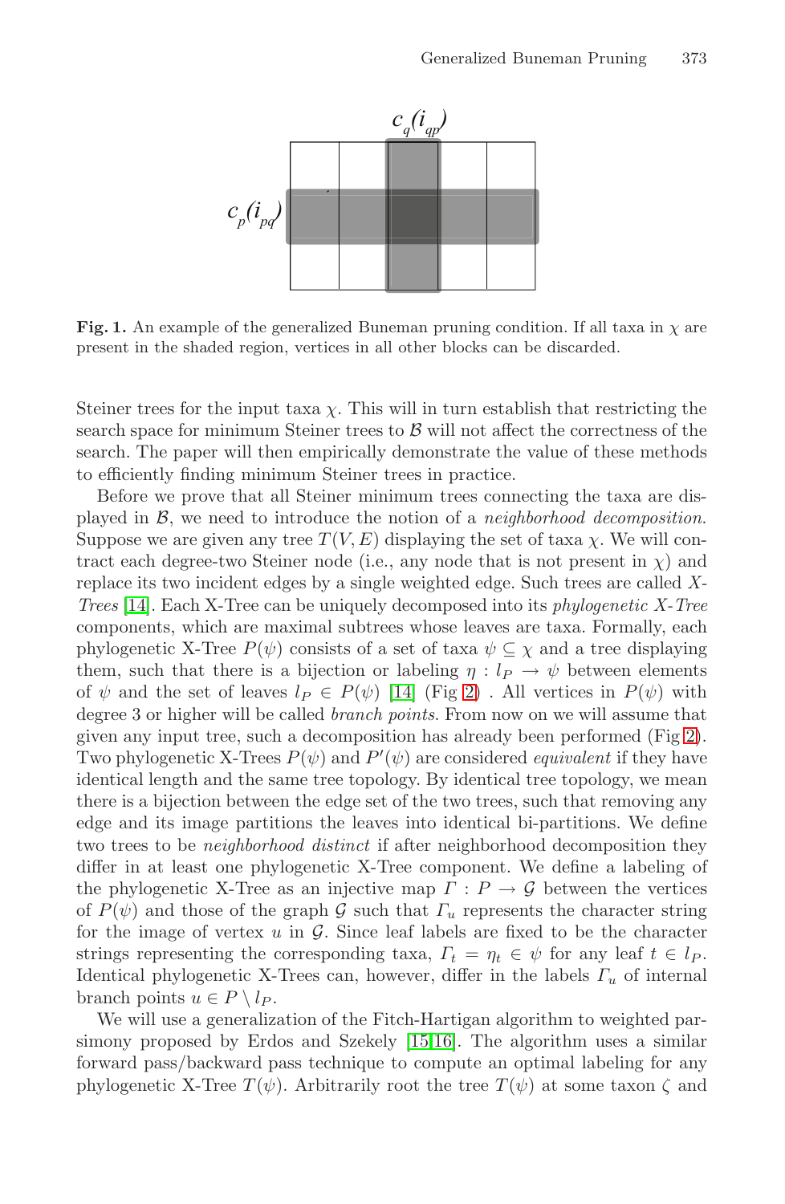**Fig. 1.** An example of the generalized Buneman pruning condition. If all taxa in $\chi$ are present in the shaded region, vertices in all other blocks can be discarded.

Steiner trees for the input taxa $\chi$. This will in turn establish that restricting the search space for minimum Steiner trees to $\mathcal{B}$ will not affect the correctness of the search. The paper will then empirically demonstrate the value of these methods to efficiently finding minimum Steiner trees in practice.

Before we prove that all Steiner minimum trees connecting the taxa are displayed in $\mathcal{B}$, we need to introduce the notion of a *neighborhood decomposition*. Suppose we are given any tree $T(V, E)$ displaying the set of taxa $\chi$. We will contract each degree-two Steiner node (i.e., any node that is not present in $\chi$) and replace its two incident edges by a single weighted edge. Such trees are called *X-Trees* [14]. Each X-Tree can be uniquely decomposed into its *phylogenetic X-Tree* components, which are maximal subtrees whose leaves are taxa. Formally, each phylogenetic X-Tree $P(\psi)$ consists of a set of taxa $\psi \subseteq \chi$ and a tree displaying them, such that there is a bijection or labeling $\eta : l_P \rightarrow \psi$ between elements of $\psi$ and the set of leaves $l_P \in P(\psi)$ [14] (Fig 2) . All vertices in $P(\psi)$ with degree 3 or higher will be called *branch points*. From now on we will assume that given any input tree, such a decomposition has already been performed (Fig 2). Two phylogenetic X-Trees $P(\psi)$ and $P'(\psi)$ are considered *equivalent* if they have identical length and the same tree topology. By identical tree topology, we mean there is a bijection between the edge set of the two trees, such that removing any edge and its image partitions the leaves into identical bi-partitions. We define two trees to be *neighborhood distinct* if after neighborhood decomposition they differ in at least one phylogenetic X-Tree component. We define a labeling of the phylogenetic X-Tree as an injective map $\Gamma : P \rightarrow \mathcal{G}$ between the vertices of $P(\psi)$ and those of the graph $\mathcal{G}$ such that $\Gamma_u$ represents the character string for the image of vertex $u$ in $\mathcal{G}$. Since leaf labels are fixed to be the character strings representing the corresponding taxa, $\Gamma_t = \eta_t \in \psi$ for any leaf $t \in l_P$. Identical phylogenetic X-Trees can, however, differ in the labels $\Gamma_u$ of internal branch points $u \in P \setminus l_P$.

We will use a generalization of the Fitch-Hartigan algorithm to weighted parsimony proposed by Erdos and Szekely [15,16]. The algorithm uses a similar forward pass/backward pass technique to compute an optimal labeling for any phylogenetic X-Tree $T(\psi)$. Arbitrarily root the tree $T(\psi)$ at some taxon $\zeta$ and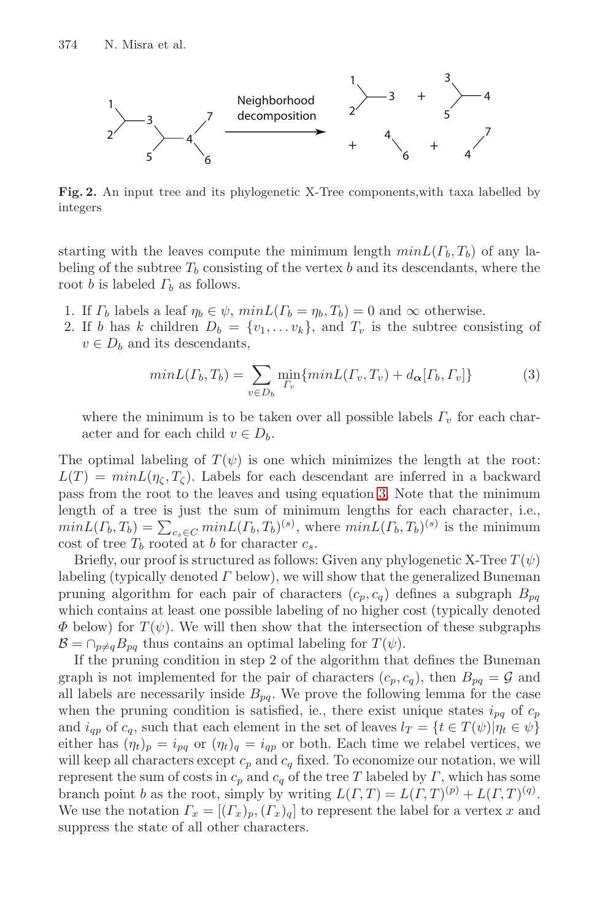**Fig. 2.** An input tree and its phylogenetic X-Tree components,with taxa labelled by integers

starting with the leaves compute the minimum length $minL(\Gamma_b, T_b)$ of any labeling of the subtree $T_b$ consisting of the vertex $b$ and its descendants, where the root $b$ is labeled $\Gamma_b$ as follows.

1. If $\Gamma_b$ labels a leaf $\eta_b \in \psi$, $minL(\Gamma_b = \eta_b, T_b) = 0$ and $\infty$ otherwise.
2. If $b$ has $k$ children $D_b = \{v_1, \dots v_k\}$, and $T_v$ is the subtree consisting of $v \in D_b$ and its descendants,

$$minL(\Gamma_b, T_b) = \sum_{v \in D_b} \min_{\Gamma_v} \{minL(\Gamma_v, T_v) + d_{\boldsymbol{\alpha}}[\Gamma_b, \Gamma_v]\} \tag{3}$$

   where the minimum is to be taken over all possible labels $\Gamma_v$ for each character and for each child $v \in D_b$.

The optimal labeling of $T(\psi)$ is one which minimizes the length at the root: $L(T) = minL(\eta_\zeta, T_\zeta)$. Labels for each descendant are inferred in a backward pass from the root to the leaves and using equation 3. Note that the minimum length of a tree is just the sum of minimum lengths for each character, i.e., $minL(\Gamma_b, T_b) = \sum_{c_s \in C} minL(\Gamma_b, T_b)^{(s)}$, where $minL(\Gamma_b, T_b)^{(s)}$ is the minimum cost of tree $T_b$ rooted at $b$ for character $c_s$.

Briefly, our proof is structured as follows: Given any phylogenetic X-Tree $T(\psi)$ labeling (typically denoted $\Gamma$ below), we will show that the generalized Buneman pruning algorithm for each pair of characters $(c_p, c_q)$ defines a subgraph $B_{pq}$ which contains at least one possible labeling of no higher cost (typically denoted $\Phi$ below) for $T(\psi)$. We will then show that the intersection of these subgraphs $\mathcal{B} = \cap_{p \neq q} B_{pq}$ thus contains an optimal labeling for $T(\psi)$.

If the pruning condition in step 2 of the algorithm that defines the Buneman graph is not implemented for the pair of characters $(c_p, c_q)$, then $B_{pq} = \mathcal{G}$ and all labels are necessarily inside $B_{pq}$. We prove the following lemma for the case when the pruning condition is satisfied, ie., there exist unique states $i_{pq}$ of $c_p$ and $i_{qp}$ of $c_q$, such that each element in the set of leaves $l_T = \{t \in T(\psi) | \eta_t \in \psi\}$ either has $(\eta_t)_p = i_{pq}$ or $(\eta_t)_q = i_{qp}$ or both. Each time we relabel vertices, we will keep all characters except $c_p$ and $c_q$ fixed. To economize our notation, we will represent the sum of costs in $c_p$ and $c_q$ of the tree $T$ labeled by $\Gamma$, which has some branch point $b$ as the root, simply by writing $L(\Gamma, T) = L(\Gamma, T)^{(p)} + L(\Gamma, T)^{(q)}$. We use the notation $\Gamma_x = [(\Gamma_x)_p, (\Gamma_x)_q]$ to represent the label for a vertex $x$ and suppress the state of all other characters.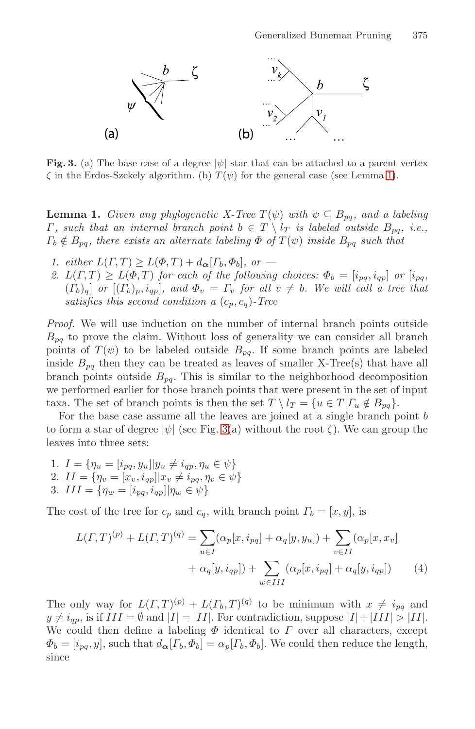**Fig. 3.** (a) The base case of a degree $|\psi|$ star that can be attached to a parent vertex $\zeta$ in the Erdos-Szekely algorithm. (b) $T(\psi)$ for the general case (see Lemma 1).

**Lemma 1.** *Given any phylogenetic X-Tree $T(\psi)$ with $\psi \subseteq B_{pq}$, and a labeling $\Gamma$, such that an internal branch point $b \in T \setminus l_T$ is labeled outside $B_{pq}$, i.e., $\Gamma_b \notin B_{pq}$, there exists an alternate labeling $\Phi$ of $T(\psi)$ inside $B_{pq}$ such that*

1. *either $L(\Gamma, T) \geq L(\Phi, T) + d_{\boldsymbol{\alpha}}[\Gamma_b, \Phi_b]$, or —*
2. *$L(\Gamma, T) \geq L(\Phi, T)$ for each of the following choices: $\Phi_b = [i_{pq}, i_{qp}]$ or $[i_{pq}, (\Gamma_b)_q]$ or $[(\Gamma_b)_p, i_{qp}]$, and $\Phi_v = \Gamma_v$ for all $v \neq b$. We will call a tree that satisfies this second condition a $(c_p, c_q)$-Tree*

*Proof.* We will use induction on the number of internal branch points outside $B_{pq}$ to prove the claim. Without loss of generality we can consider all branch points of $T(\psi)$ to be labeled outside $B_{pq}$. If some branch points are labeled inside $B_{pq}$ then they can be treated as leaves of smaller X-Tree(s) that have all branch points outside $B_{pq}$. This is similar to the neighborhood decomposition we performed earlier for those branch points that were present in the set of input taxa. The set of branch points is then the set $T \setminus l_T = \{u \in T | \Gamma_u \notin B_{pq}\}$.

For the base case assume all the leaves are joined at a single branch point $b$ to form a star of degree $|\psi|$ (see Fig. 3(a) without the root $\zeta$). We can group the leaves into three sets:

1. $I = \{\eta_u = [i_{pq}, y_u] | y_u \neq i_{qp}, \eta_u \in \psi\}$
2. $II = \{\eta_v = [x_v, i_{qp}] | x_v \neq i_{pq}, \eta_v \in \psi\}$
3. $III = \{\eta_w = [i_{pq}, i_{qp}] | \eta_w \in \psi\}$

The cost of the tree for $c_p$ and $c_q$, with branch point $\Gamma_b = [x, y]$, is

$$L(\Gamma, T)^{(p)} + L(\Gamma, T)^{(q)} = \sum_{u \in I} (\alpha_p[x, i_{pq}] + \alpha_q[y, y_u]) + \sum_{v \in II} (\alpha_p[x, x_v] + \alpha_q[y, i_{qp}]) + \sum_{w \in III} (\alpha_p[x, i_{pq}] + \alpha_q[y, i_{qp}]) \tag{4}$$

The only way for $L(\Gamma, T)^{(p)} + L(\Gamma_b, T)^{(q)}$ to be minimum with $x \neq i_{pq}$ and $y \neq i_{qp}$, is if $III = \emptyset$ and $|I| = |II|$. For contradiction, suppose $|I| + |III| > |II|$. We could then define a labeling $\Phi$ identical to $\Gamma$ over all characters, except $\Phi_b = [i_{pq}, y]$, such that $d_{\boldsymbol{\alpha}}[\Gamma_b, \Phi_b] = \alpha_p[\Gamma_b, \Phi_b]$. We could then reduce the length, since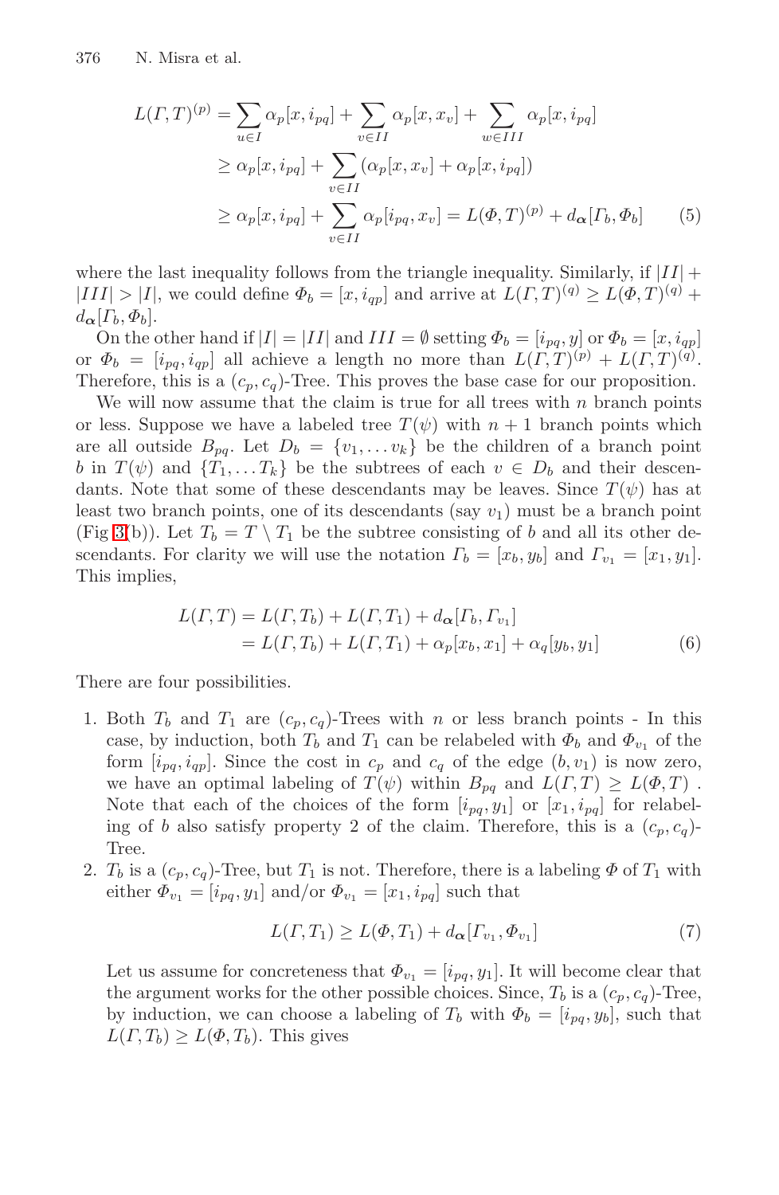$$
\begin{aligned}
L(\Gamma, T)^{(p)} &= \sum_{u \in I} \alpha_p[x, i_{pq}] + \sum_{v \in II} \alpha_p[x, x_v] + \sum_{w \in III} \alpha_p[x, i_{pq}] \\
&\geq \alpha_p[x, i_{pq}] + \sum_{v \in II} (\alpha_p[x, x_v] + \alpha_p[x, i_{pq}]) \\
&\geq \alpha_p[x, i_{pq}] + \sum_{v \in II} \alpha_p[i_{pq}, x_v] = L(\Phi, T)^{(p)} + d_{\boldsymbol{\alpha}}[\Gamma_b, \Phi_b] \qquad (5)
\end{aligned}
$$

where the last inequality follows from the triangle inequality. Similarly, if $|II| + |III| > |I|$, we could define $\Phi_b = [x, i_{qp}]$ and arrive at $L(\Gamma, T)^{(q)} \geq L(\Phi, T)^{(q)} + d_{\boldsymbol{\alpha}}[\Gamma_b, \Phi_b]$.

On the other hand if $|I| = |II|$ and $III = \emptyset$ setting $\Phi_b = [i_{pq}, y]$ or $\Phi_b = [x, i_{qp}]$ or $\Phi_b = [i_{pq}, i_{qp}]$ all achieve a length no more than $L(\Gamma, T)^{(p)} + L(\Gamma, T)^{(q)}$. Therefore, this is a $(c_p, c_q)$-Tree. This proves the base case for our proposition.

We will now assume that the claim is true for all trees with $n$ branch points or less. Suppose we have a labeled tree $T(\psi)$ with $n+1$ branch points which are all outside $B_{pq}$. Let $D_b = \{v_1, \dots v_k\}$ be the children of a branch point $b$ in $T(\psi)$ and $\{T_1, \dots T_k\}$ be the subtrees of each $v \in D_b$ and their descendants. Note that some of these descendants may be leaves. Since $T(\psi)$ has at least two branch points, one of its descendants (say $v_1$) must be a branch point (Fig 3(b)). Let $T_b = T \setminus T_1$ be the subtree consisting of $b$ and all its other descendants. For clarity we will use the notation $\Gamma_b = [x_b, y_b]$ and $\Gamma_{v_1} = [x_1, y_1]$. This implies,

$$
\begin{aligned}
L(\Gamma, T) &= L(\Gamma, T_b) + L(\Gamma, T_1) + d_{\boldsymbol{\alpha}}[\Gamma_b, \Gamma_{v_1}] \\
&= L(\Gamma, T_b) + L(\Gamma, T_1) + \alpha_p[x_b, x_1] + \alpha_q[y_b, y_1] \qquad (6)
\end{aligned}
$$

There are four possibilities.

1. Both $T_b$ and $T_1$ are $(c_p, c_q)$-Trees with $n$ or less branch points - In this case, by induction, both $T_b$ and $T_1$ can be relabeled with $\Phi_b$ and $\Phi_{v_1}$ of the form $[i_{pq}, i_{qp}]$. Since the cost in $c_p$ and $c_q$ of the edge $(b, v_1)$ is now zero, we have an optimal labeling of $T(\psi)$ within $B_{pq}$ and $L(\Gamma, T) \geq L(\Phi, T)$ . Note that each of the choices of the form $[i_{pq}, y_1]$ or $[x_1, i_{pq}]$ for relabeling of $b$ also satisfy property 2 of the claim. Therefore, this is a $(c_p, c_q)$-Tree.
2. $T_b$ is a $(c_p, c_q)$-Tree, but $T_1$ is not. Therefore, there is a labeling $\Phi$ of $T_1$ with either $\Phi_{v_1} = [i_{pq}, y_1]$ and/or $\Phi_{v_1} = [x_1, i_{pq}]$ such that

$$
L(\Gamma, T_1) \geq L(\Phi, T_1) + d_{\boldsymbol{\alpha}}[\Gamma_{v_1}, \Phi_{v_1}] \qquad (7)
$$

   Let us assume for concreteness that $\Phi_{v_1} = [i_{pq}, y_1]$. It will become clear that the argument works for the other possible choices. Since, $T_b$ is a $(c_p, c_q)$-Tree, by induction, we can choose a labeling of $T_b$ with $\Phi_b = [i_{pq}, y_b]$, such that $L(\Gamma, T_b) \geq L(\Phi, T_b)$. This gives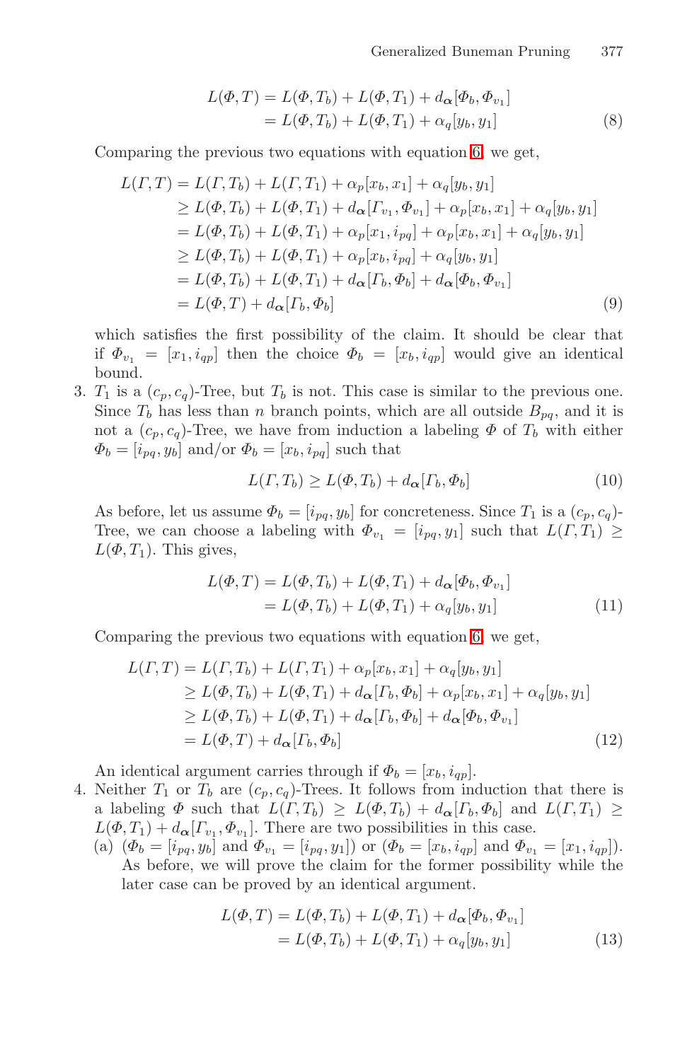$$
\begin{aligned}
L(\Phi, T) &= L(\Phi, T_b) + L(\Phi, T_1) + d_{\boldsymbol{\alpha}}[\Phi_b, \Phi_{v_1}] \\
&= L(\Phi, T_b) + L(\Phi, T_1) + \alpha_q[y_b, y_1]
\end{aligned} \tag{8}
$$

Comparing the previous two equations with equation 6, we get,

$$
\begin{aligned}
L(\Gamma, T) &= L(\Gamma, T_b) + L(\Gamma, T_1) + \alpha_p[x_b, x_1] + \alpha_q[y_b, y_1] \\
&\geq L(\Phi, T_b) + L(\Phi, T_1) + d_{\boldsymbol{\alpha}}[\Gamma_{v_1}, \Phi_{v_1}] + \alpha_p[x_b, x_1] + \alpha_q[y_b, y_1] \\
&= L(\Phi, T_b) + L(\Phi, T_1) + \alpha_p[x_1, i_{pq}] + \alpha_p[x_b, x_1] + \alpha_q[y_b, y_1] \\
&\geq L(\Phi, T_b) + L(\Phi, T_1) + \alpha_p[x_b, i_{pq}] + \alpha_q[y_b, y_1] \\
&= L(\Phi, T_b) + L(\Phi, T_1) + d_{\boldsymbol{\alpha}}[\Gamma_b, \Phi_b] + d_{\boldsymbol{\alpha}}[\Phi_b, \Phi_{v_1}] \\
&= L(\Phi, T) + d_{\boldsymbol{\alpha}}[\Gamma_b, \Phi_b]
\end{aligned} \tag{9}
$$

which satisfies the first possibility of the claim. It should be clear that if $\Phi_{v_1} = [x_1, i_{qp}]$ then the choice $\Phi_b = [x_b, i_{qp}]$ would give an identical bound.

3. $T_1$ is a $(c_p, c_q)$-Tree, but $T_b$ is not. This case is similar to the previous one. Since $T_b$ has less than $n$ branch points, which are all outside $B_{pq}$, and it is not a $(c_p, c_q)$-Tree, we have from induction a labeling $\Phi$ of $T_b$ with either $\Phi_b = [i_{pq}, y_b]$ and/or $\Phi_b = [x_b, i_{pq}]$ such that

$$
L(\Gamma, T_b) \geq L(\Phi, T_b) + d_{\boldsymbol{\alpha}}[\Gamma_b, \Phi_b] \tag{10}
$$

As before, let us assume $\Phi_b = [i_{pq}, y_b]$ for concreteness. Since $T_1$ is a $(c_p, c_q)$-Tree, we can choose a labeling with $\Phi_{v_1} = [i_{pq}, y_1]$ such that $L(\Gamma, T_1) \geq L(\Phi, T_1)$. This gives,

$$
\begin{aligned}
L(\Phi, T) &= L(\Phi, T_b) + L(\Phi, T_1) + d_{\boldsymbol{\alpha}}[\Phi_b, \Phi_{v_1}] \\
&= L(\Phi, T_b) + L(\Phi, T_1) + \alpha_q[y_b, y_1]
\end{aligned} \tag{11}
$$

Comparing the previous two equations with equation 6, we get,

$$
\begin{aligned}
L(\Gamma, T) &= L(\Gamma, T_b) + L(\Gamma, T_1) + \alpha_p[x_b, x_1] + \alpha_q[y_b, y_1] \\
&\geq L(\Phi, T_b) + L(\Phi, T_1) + d_{\boldsymbol{\alpha}}[\Gamma_b, \Phi_b] + \alpha_p[x_b, x_1] + \alpha_q[y_b, y_1] \\
&\geq L(\Phi, T_b) + L(\Phi, T_1) + d_{\boldsymbol{\alpha}}[\Gamma_b, \Phi_b] + d_{\boldsymbol{\alpha}}[\Phi_b, \Phi_{v_1}] \\
&= L(\Phi, T) + d_{\boldsymbol{\alpha}}[\Gamma_b, \Phi_b]
\end{aligned} \tag{12}
$$

An identical argument carries through if $\Phi_b = [x_b, i_{qp}]$.

4. Neither $T_1$ or $T_b$ are $(c_p, c_q)$-Trees. It follows from induction that there is a labeling $\Phi$ such that $L(\Gamma, T_b) \geq L(\Phi, T_b) + d_{\boldsymbol{\alpha}}[\Gamma_b, \Phi_b]$ and $L(\Gamma, T_1) \geq L(\Phi, T_1) + d_{\boldsymbol{\alpha}}[\Gamma_{v_1}, \Phi_{v_1}]$. There are two possibilities in this case.
   (a) ($\Phi_b = [i_{pq}, y_b]$ and $\Phi_{v_1} = [i_{pq}, y_1]$) or ($\Phi_b = [x_b, i_{qp}]$ and $\Phi_{v_1} = [x_1, i_{qp}]$). As before, we will prove the claim for the former possibility while the later case can be proved by an identical argument.

$$
\begin{aligned}
L(\Phi, T) &= L(\Phi, T_b) + L(\Phi, T_1) + d_{\boldsymbol{\alpha}}[\Phi_b, \Phi_{v_1}] \\
&= L(\Phi, T_b) + L(\Phi, T_1) + \alpha_q[y_b, y_1]
\end{aligned} \tag{13}
$$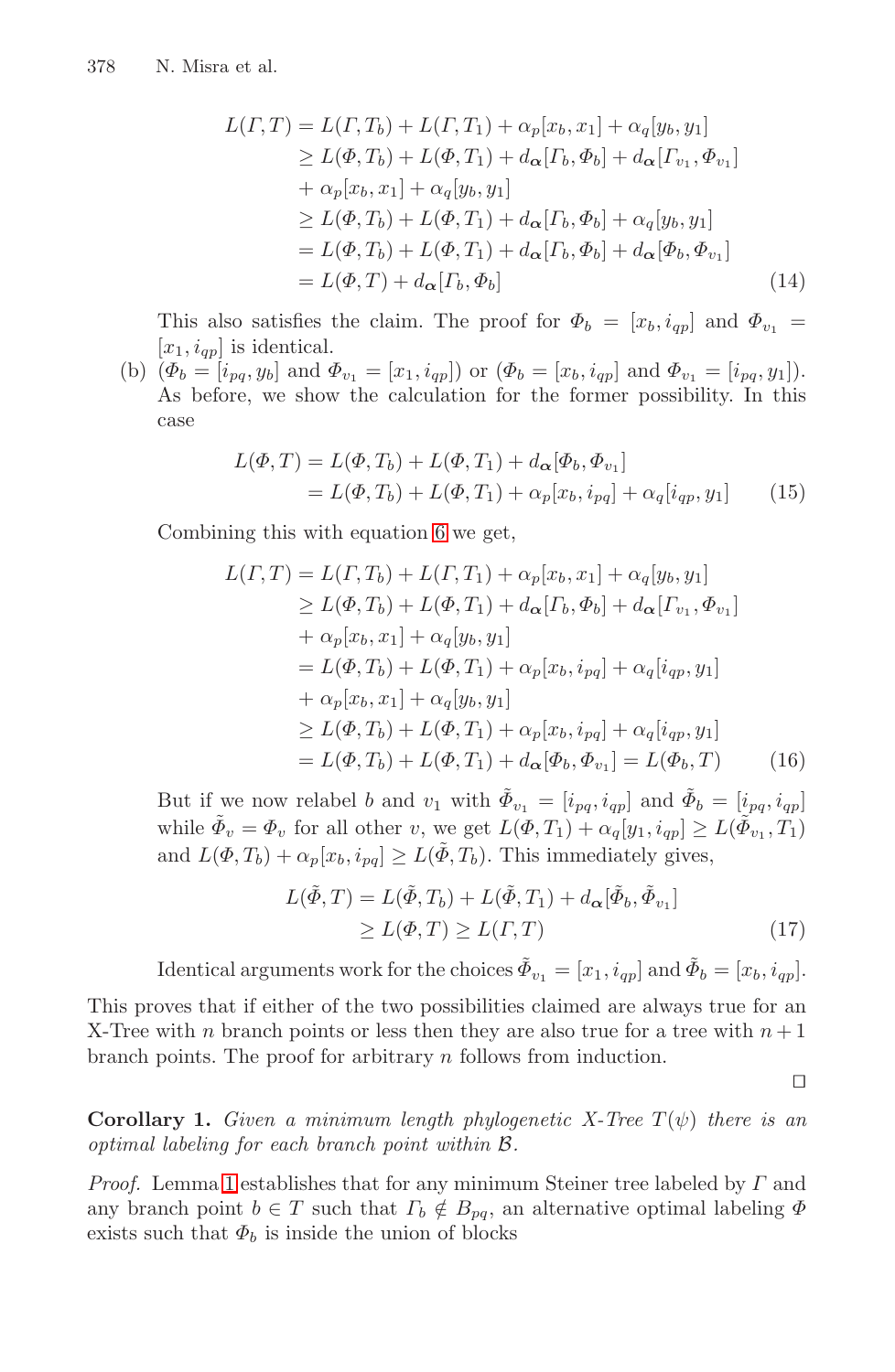$$
\begin{aligned}
L(\Gamma, T) &= L(\Gamma, T_b) + L(\Gamma, T_1) + \alpha_p[x_b, x_1] + \alpha_q[y_b, y_1] \\
&\geq L(\Phi, T_b) + L(\Phi, T_1) + d_{\boldsymbol{\alpha}}[\Gamma_b, \Phi_b] + d_{\boldsymbol{\alpha}}[\Gamma_{v_1}, \Phi_{v_1}] \\
&+ \alpha_p[x_b, x_1] + \alpha_q[y_b, y_1] \\
&\geq L(\Phi, T_b) + L(\Phi, T_1) + d_{\boldsymbol{\alpha}}[\Gamma_b, \Phi_b] + \alpha_q[y_b, y_1] \\
&= L(\Phi, T_b) + L(\Phi, T_1) + d_{\boldsymbol{\alpha}}[\Gamma_b, \Phi_b] + d_{\boldsymbol{\alpha}}[\Phi_b, \Phi_{v_1}] \\
&= L(\Phi, T) + d_{\boldsymbol{\alpha}}[\Gamma_b, \Phi_b]
\end{aligned}
\tag{14}
$$

This also satisfies the claim. The proof for $\Phi_b = [x_b, i_{qp}]$ and $\Phi_{v_1} = [x_1, i_{qp}]$ is identical.

(b) ($\Phi_b = [i_{pq}, y_b]$ and $\Phi_{v_1} = [x_1, i_{qp}]$) or ($\Phi_b = [x_b, i_{qp}]$ and $\Phi_{v_1} = [i_{pq}, y_1]$). As before, we show the calculation for the former possibility. In this case

$$
\begin{aligned}
L(\Phi, T) &= L(\Phi, T_b) + L(\Phi, T_1) + d_{\boldsymbol{\alpha}}[\Phi_b, \Phi_{v_1}] \\
&= L(\Phi, T_b) + L(\Phi, T_1) + \alpha_p[x_b, i_{pq}] + \alpha_q[i_{qp}, y_1]
\end{aligned}
\tag{15}
$$

Combining this with equation 6 we get,

$$
\begin{aligned}
L(\Gamma, T) &= L(\Gamma, T_b) + L(\Gamma, T_1) + \alpha_p[x_b, x_1] + \alpha_q[y_b, y_1] \\
&\geq L(\Phi, T_b) + L(\Phi, T_1) + d_{\boldsymbol{\alpha}}[\Gamma_b, \Phi_b] + d_{\boldsymbol{\alpha}}[\Gamma_{v_1}, \Phi_{v_1}] \\
&+ \alpha_p[x_b, x_1] + \alpha_q[y_b, y_1] \\
&= L(\Phi, T_b) + L(\Phi, T_1) + \alpha_p[x_b, i_{pq}] + \alpha_q[i_{qp}, y_1] \\
&+ \alpha_p[x_b, x_1] + \alpha_q[y_b, y_1] \\
&\geq L(\Phi, T_b) + L(\Phi, T_1) + \alpha_p[x_b, i_{pq}] + \alpha_q[i_{qp}, y_1] \\
&= L(\Phi, T_b) + L(\Phi, T_1) + d_{\boldsymbol{\alpha}}[\Phi_b, \Phi_{v_1}] = L(\Phi_b, T)
\end{aligned}
\tag{16}
$$

But if we now relabel $b$ and $v_1$ with $\tilde{\Phi}_{v_1} = [i_{pq}, i_{qp}]$ and $\tilde{\Phi}_b = [i_{pq}, i_{qp}]$ while $\tilde{\Phi}_v = \Phi_v$ for all other $v$, we get $L(\Phi, T_1) + \alpha_q[y_1, i_{qp}] \geq L(\tilde{\Phi}_{v_1}, T_1)$ and $L(\Phi, T_b) + \alpha_p[x_b, i_{pq}] \geq L(\tilde{\Phi}, T_b)$. This immediately gives,

$$
\begin{aligned}
L(\tilde{\Phi}, T) &= L(\tilde{\Phi}, T_b) + L(\tilde{\Phi}, T_1) + d_{\boldsymbol{\alpha}}[\tilde{\Phi}_b, \tilde{\Phi}_{v_1}] \\
&\geq L(\Phi, T) \geq L(\Gamma, T)
\end{aligned}
\tag{17}
$$

Identical arguments work for the choices $\tilde{\Phi}_{v_1} = [x_1, i_{qp}]$ and $\tilde{\Phi}_b = [x_b, i_{qp}]$.

This proves that if either of the two possibilities claimed are always true for an X-Tree with $n$ branch points or less then they are also true for a tree with $n+1$ branch points. The proof for arbitrary $n$ follows from induction.

□

**Corollary 1.** *Given a minimum length phylogenetic X-Tree $T(\psi)$ there is an optimal labeling for each branch point within $\mathcal{B}$.*

*Proof.* Lemma 1 establishes that for any minimum Steiner tree labeled by $\Gamma$ and any branch point $b \in T$ such that $\Gamma_b \notin B_{pq}$, an alternative optimal labeling $\Phi$ exists such that $\Phi_b$ is inside the union of blocks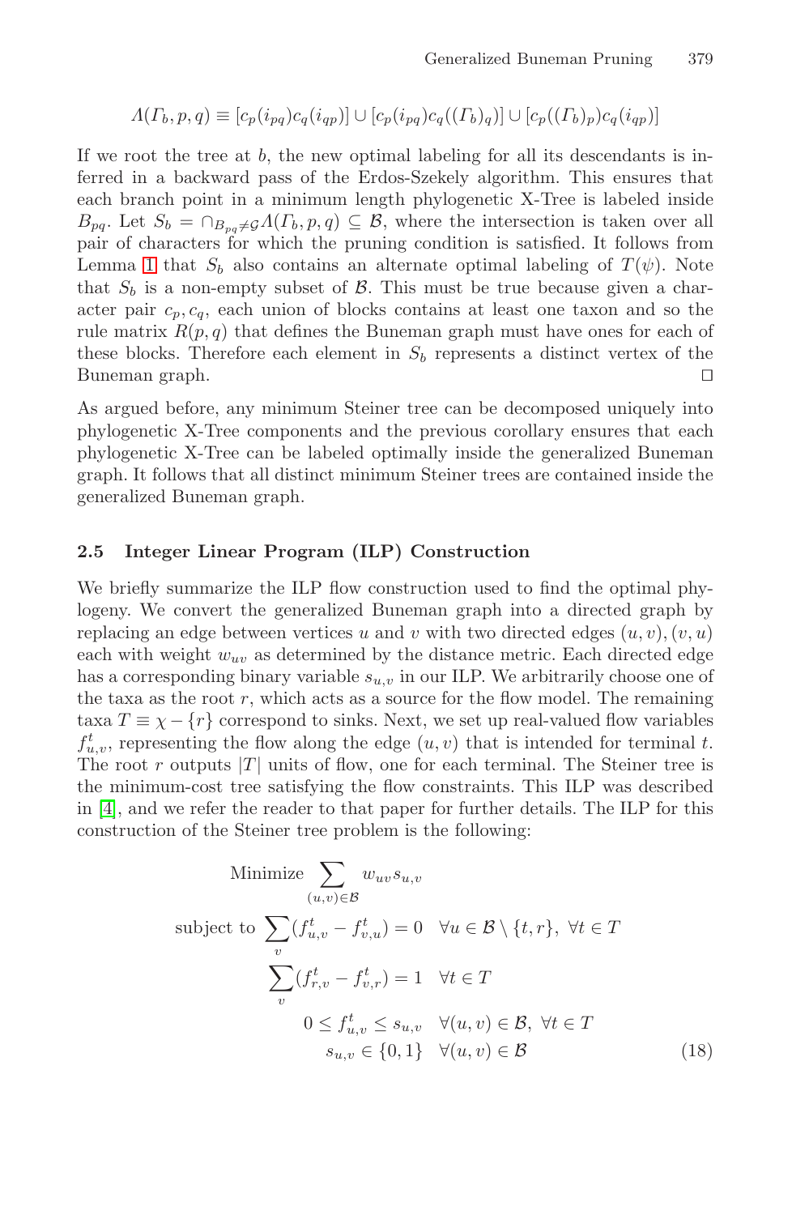$$\Lambda(\Gamma_b, p, q) \equiv [c_p(i_{pq})c_q(i_{qp})] \cup [c_p(i_{pq})c_q((\Gamma_b)_q)] \cup [c_p((\Gamma_b)_p)c_q(i_{qp})]$$

If we root the tree at $b$, the new optimal labeling for all its descendants is inferred in a backward pass of the Erdos-Szekely algorithm. This ensures that each branch point in a minimum length phylogenetic X-Tree is labeled inside $B_{pq}$. Let $S_b = \cap_{B_{pq} \neq \mathcal{G}} \Lambda(\Gamma_b, p, q) \subseteq \mathcal{B}$, where the intersection is taken over all pair of characters for which the pruning condition is satisfied. It follows from Lemma 1 that $S_b$ also contains an alternate optimal labeling of $T(\psi)$. Note that $S_b$ is a non-empty subset of $\mathcal{B}$. This must be true because given a character pair $c_p, c_q$, each union of blocks contains at least one taxon and so the rule matrix $R(p,q)$ that defines the Buneman graph must have ones for each of these blocks. Therefore each element in $S_b$ represents a distinct vertex of the Buneman graph. □

As argued before, any minimum Steiner tree can be decomposed uniquely into phylogenetic X-Tree components and the previous corollary ensures that each phylogenetic X-Tree can be labeled optimally inside the generalized Buneman graph. It follows that all distinct minimum Steiner trees are contained inside the generalized Buneman graph.

### 2.5 Integer Linear Program (ILP) Construction

We briefly summarize the ILP flow construction used to find the optimal phylogeny. We convert the generalized Buneman graph into a directed graph by replacing an edge between vertices $u$ and $v$ with two directed edges $(u,v), (v,u)$ each with weight $w_{uv}$ as determined by the distance metric. Each directed edge has a corresponding binary variable $s_{u,v}$ in our ILP. We arbitrarily choose one of the taxa as the root $r$, which acts as a source for the flow model. The remaining taxa $T \equiv \chi - \{r\}$ correspond to sinks. Next, we set up real-valued flow variables $f^t_{u,v}$, representing the flow along the edge $(u,v)$ that is intended for terminal $t$. The root $r$ outputs $|T|$ units of flow, one for each terminal. The Steiner tree is the minimum-cost tree satisfying the flow constraints. This ILP was described in [4], and we refer the reader to that paper for further details. The ILP for this construction of the Steiner tree problem is the following:

$$\begin{aligned} \text{Minimize } & \sum_{(u,v) \in \mathcal{B}} w_{uv} s_{u,v} \\ \text{subject to } & \sum_{v} (f^t_{u,v} - f^t_{v,u}) = 0 \quad \forall u \in \mathcal{B} \setminus \{t, r\},\ \forall t \in T \\ & \sum_{v} (f^t_{r,v} - f^t_{v,r}) = 1 \quad \forall t \in T \\ & 0 \leq f^t_{u,v} \leq s_{u,v} \quad \forall (u,v) \in \mathcal{B},\ \forall t \in T \\ & s_{u,v} \in \{0,1\} \quad \forall (u,v) \in \mathcal{B} \end{aligned} \tag{18}$$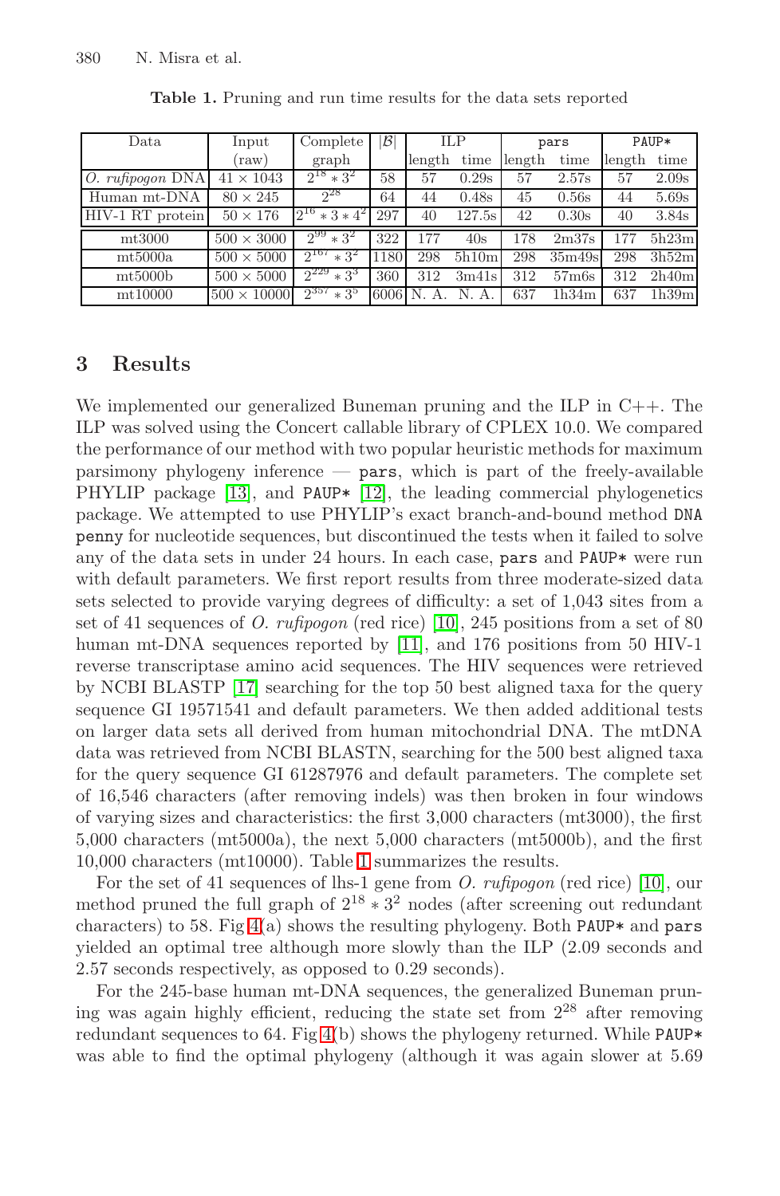**Table 1.** Pruning and run time results for the data sets reported

| Data | Input (raw) | Complete graph | $\|\mathcal{B}\|$ | ILP |  | `pars` |  | `PAUP*` |  |
|---|---|---|---|---|---|---|---|---|---|
|  |  |  |  | length | time | length | time | length | time |
| *O. rufipogon* DNA | $41 \times 1043$ | $2^{18} * 3^2$ | 58 | 57 | 0.29s | 57 | 2.57s | 57 | 2.09s |
| Human mt-DNA | $80 \times 245$ | $2^{28}$ | 64 | 44 | 0.48s | 45 | 0.56s | 44 | 5.69s |
| HIV-1 RT protein | $50 \times 176$ | $2^{16} * 3 * 4^2$ | 297 | 40 | 127.5s | 42 | 0.30s | 40 | 3.84s |
| mt3000 | $500 \times 3000$ | $2^{99} * 3^2$ | 322 | 177 | 40s | 178 | 2m37s | 177 | 5h23m |
| mt5000a | $500 \times 5000$ | $2^{167} * 3^2$ | 1180 | 298 | 5h10m | 298 | 35m49s | 298 | 3h52m |
| mt5000b | $500 \times 5000$ | $2^{229} * 3^3$ | 360 | 312 | 3m41s | 312 | 57m6s | 312 | 2h40m |
| mt10000 | $500 \times 10000$ | $2^{357} * 3^5$ | 6006 | N. A. | N. A. | 637 | 1h34m | 637 | 1h39m |

## 3 Results

We implemented our generalized Buneman pruning and the ILP in C++. The ILP was solved using the Concert callable library of CPLEX 10.0. We compared the performance of our method with two popular heuristic methods for maximum parsimony phylogeny inference — `pars`, which is part of the freely-available PHYLIP package [13], and `PAUP*` [12], the leading commercial phylogenetics package. We attempted to use PHYLIP's exact branch-and-bound method `DNA penny` for nucleotide sequences, but discontinued the tests when it failed to solve any of the data sets in under 24 hours. In each case, `pars` and `PAUP*` were run with default parameters. We first report results from three moderate-sized data sets selected to provide varying degrees of difficulty: a set of 1,043 sites from a set of 41 sequences of *O. rufipogon* (red rice) [10], 245 positions from a set of 80 human mt-DNA sequences reported by [11], and 176 positions from 50 HIV-1 reverse transcriptase amino acid sequences. The HIV sequences were retrieved by NCBI BLASTP [17] searching for the top 50 best aligned taxa for the query sequence GI 19571541 and default parameters. We then added additional tests on larger data sets all derived from human mitochondrial DNA. The mtDNA data was retrieved from NCBI BLASTN, searching for the 500 best aligned taxa for the query sequence GI 61287976 and default parameters. The complete set of 16,546 characters (after removing indels) was then broken in four windows of varying sizes and characteristics: the first 3,000 characters (mt3000), the first 5,000 characters (mt5000a), the next 5,000 characters (mt5000b), and the first 10,000 characters (mt10000). Table 1 summarizes the results.

For the set of 41 sequences of lhs-1 gene from *O. rufipogon* (red rice) [10], our method pruned the full graph of $2^{18} * 3^2$ nodes (after screening out redundant characters) to 58. Fig 4(a) shows the resulting phylogeny. Both `PAUP*` and `pars` yielded an optimal tree although more slowly than the ILP (2.09 seconds and 2.57 seconds respectively, as opposed to 0.29 seconds).

For the 245-base human mt-DNA sequences, the generalized Buneman pruning was again highly efficient, reducing the state set from $2^{28}$ after removing redundant sequences to 64. Fig 4(b) shows the phylogeny returned. While `PAUP*` was able to find the optimal phylogeny (although it was again slower at 5.69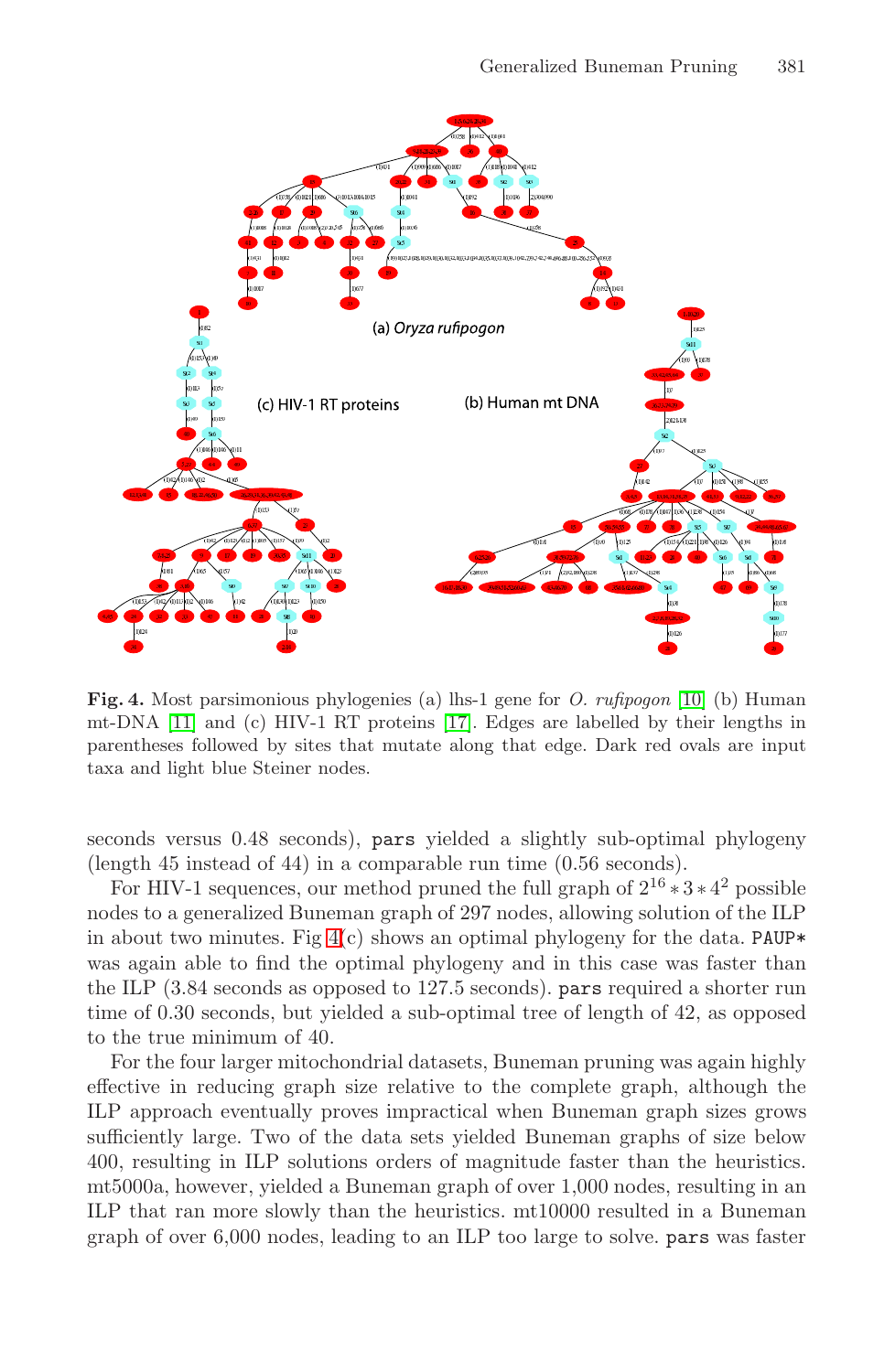**Fig. 4.** Most parsimonious phylogenies (a) lhs-1 gene for *O. rufipogon* [10] (b) Human mt-DNA [11] and (c) HIV-1 RT proteins [17]. Edges are labelled by their lengths in parentheses followed by sites that mutate along that edge. Dark red ovals are input taxa and light blue Steiner nodes.

seconds versus 0.48 seconds), pars yielded a slightly sub-optimal phylogeny (length 45 instead of 44) in a comparable run time (0.56 seconds).

For HIV-1 sequences, our method pruned the full graph of $2^{16} * 3 * 4^2$ possible nodes to a generalized Buneman graph of 297 nodes, allowing solution of the ILP in about two minutes. Fig 4(c) shows an optimal phylogeny for the data. PAUP* was again able to find the optimal phylogeny and in this case was faster than the ILP (3.84 seconds as opposed to 127.5 seconds). pars required a shorter run time of 0.30 seconds, but yielded a sub-optimal tree of length of 42, as opposed to the true minimum of 40.

For the four larger mitochondrial datasets, Buneman pruning was again highly effective in reducing graph size relative to the complete graph, although the ILP approach eventually proves impractical when Buneman graph sizes grows sufficiently large. Two of the data sets yielded Buneman graphs of size below 400, resulting in ILP solutions orders of magnitude faster than the heuristics. mt5000a, however, yielded a Buneman graph of over 1,000 nodes, resulting in an ILP that ran more slowly than the heuristics. mt10000 resulted in a Buneman graph of over 6,000 nodes, leading to an ILP too large to solve. pars was faster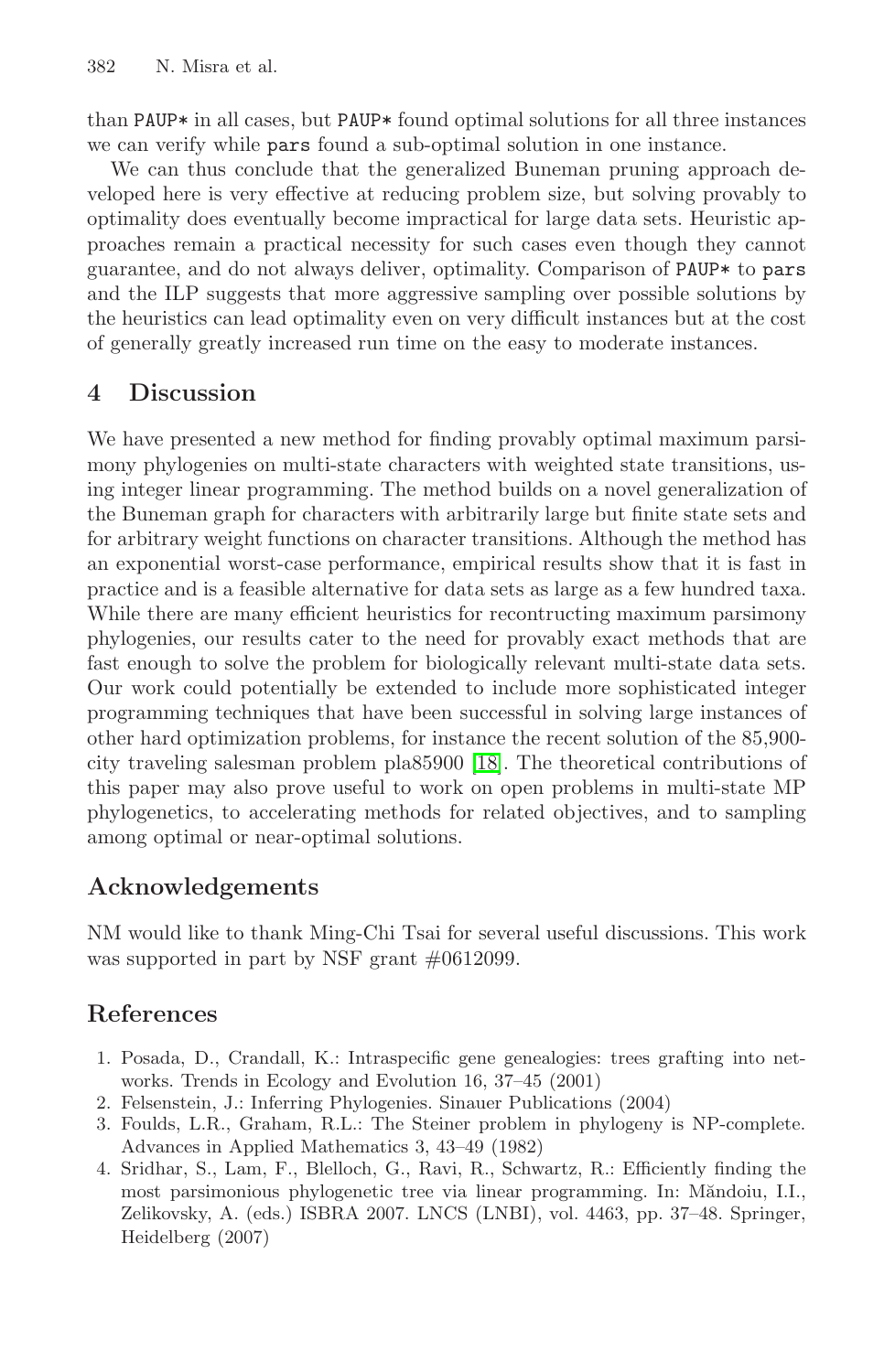than PAUP* in all cases, but PAUP* found optimal solutions for all three instances we can verify while pars found a sub-optimal solution in one instance.

We can thus conclude that the generalized Buneman pruning approach developed here is very effective at reducing problem size, but solving provably to optimality does eventually become impractical for large data sets. Heuristic approaches remain a practical necessity for such cases even though they cannot guarantee, and do not always deliver, optimality. Comparison of PAUP* to pars and the ILP suggests that more aggressive sampling over possible solutions by the heuristics can lead optimality even on very difficult instances but at the cost of generally greatly increased run time on the easy to moderate instances.

## 4 Discussion

We have presented a new method for finding provably optimal maximum parsimony phylogenies on multi-state characters with weighted state transitions, using integer linear programming. The method builds on a novel generalization of the Buneman graph for characters with arbitrarily large but finite state sets and for arbitrary weight functions on character transitions. Although the method has an exponential worst-case performance, empirical results show that it is fast in practice and is a feasible alternative for data sets as large as a few hundred taxa. While there are many efficient heuristics for recontructing maximum parsimony phylogenies, our results cater to the need for provably exact methods that are fast enough to solve the problem for biologically relevant multi-state data sets. Our work could potentially be extended to include more sophisticated integer programming techniques that have been successful in solving large instances of other hard optimization problems, for instance the recent solution of the 85,900-city traveling salesman problem pla85900 [18]. The theoretical contributions of this paper may also prove useful to work on open problems in multi-state MP phylogenetics, to accelerating methods for related objectives, and to sampling among optimal or near-optimal solutions.

## Acknowledgements

NM would like to thank Ming-Chi Tsai for several useful discussions. This work was supported in part by NSF grant #0612099.

## References

1. Posada, D., Crandall, K.: Intraspecific gene genealogies: trees grafting into networks. Trends in Ecology and Evolution 16, 37–45 (2001)
2. Felsenstein, J.: Inferring Phylogenies. Sinauer Publications (2004)
3. Foulds, L.R., Graham, R.L.: The Steiner problem in phylogeny is NP-complete. Advances in Applied Mathematics 3, 43–49 (1982)
4. Sridhar, S., Lam, F., Blelloch, G., Ravi, R., Schwartz, R.: Efficiently finding the most parsimonious phylogenetic tree via linear programming. In: Măndoiu, I.I., Zelikovsky, A. (eds.) ISBRA 2007. LNCS (LNBI), vol. 4463, pp. 37–48. Springer, Heidelberg (2007)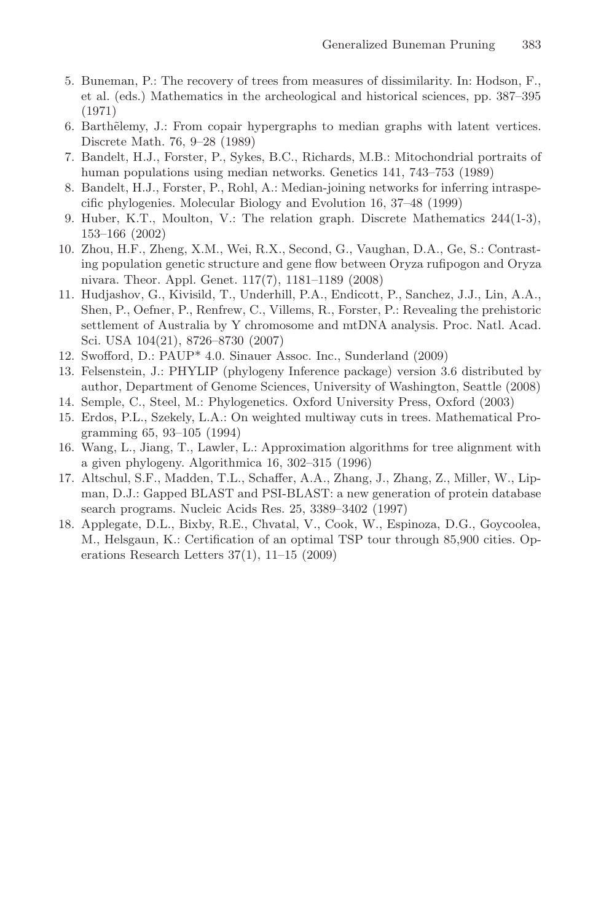5. Buneman, P.: The recovery of trees from measures of dissimilarity. In: Hodson, F., et al. (eds.) Mathematics in the archeological and historical sciences, pp. 387–395 (1971)
6. Barthēlemy, J.: From copair hypergraphs to median graphs with latent vertices. Discrete Math. 76, 9–28 (1989)
7. Bandelt, H.J., Forster, P., Sykes, B.C., Richards, M.B.: Mitochondrial portraits of human populations using median networks. Genetics 141, 743–753 (1989)
8. Bandelt, H.J., Forster, P., Rohl, A.: Median-joining networks for inferring intraspecific phylogenies. Molecular Biology and Evolution 16, 37–48 (1999)
9. Huber, K.T., Moulton, V.: The relation graph. Discrete Mathematics 244(1-3), 153–166 (2002)
10. Zhou, H.F., Zheng, X.M., Wei, R.X., Second, G., Vaughan, D.A., Ge, S.: Contrasting population genetic structure and gene flow between Oryza rufipogon and Oryza nivara. Theor. Appl. Genet. 117(7), 1181–1189 (2008)
11. Hudjashov, G., Kivisild, T., Underhill, P.A., Endicott, P., Sanchez, J.J., Lin, A.A., Shen, P., Oefner, P., Renfrew, C., Villems, R., Forster, P.: Revealing the prehistoric settlement of Australia by Y chromosome and mtDNA analysis. Proc. Natl. Acad. Sci. USA 104(21), 8726–8730 (2007)
12. Swofford, D.: PAUP* 4.0. Sinauer Assoc. Inc., Sunderland (2009)
13. Felsenstein, J.: PHYLIP (phylogeny Inference package) version 3.6 distributed by author, Department of Genome Sciences, University of Washington, Seattle (2008)
14. Semple, C., Steel, M.: Phylogenetics. Oxford University Press, Oxford (2003)
15. Erdos, P.L., Szekely, L.A.: On weighted multiway cuts in trees. Mathematical Programming 65, 93–105 (1994)
16. Wang, L., Jiang, T., Lawler, L.: Approximation algorithms for tree alignment with a given phylogeny. Algorithmica 16, 302–315 (1996)
17. Altschul, S.F., Madden, T.L., Schaffer, A.A., Zhang, J., Zhang, Z., Miller, W., Lipman, D.J.: Gapped BLAST and PSI-BLAST: a new generation of protein database search programs. Nucleic Acids Res. 25, 3389–3402 (1997)
18. Applegate, D.L., Bixby, R.E., Chvatal, V., Cook, W., Espinoza, D.G., Goycoolea, M., Helsgaun, K.: Certification of an optimal TSP tour through 85,900 cities. Operations Research Letters 37(1), 11–15 (2009)